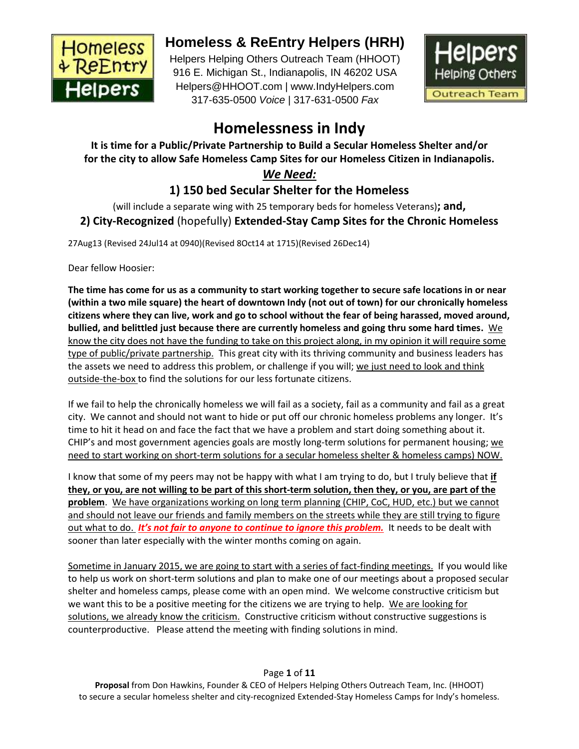# Homeless & ReEntry Helpers (HRH)

Helpers Helping Others Outreach Team (HHOOT)
916 E. Michigan St., Indianapolis, IN 46202 USA
Helpers@HHOOT.com | www.IndyHelpers.com
317-635-0500 *Voice* | 317-631-0500 *Fax*

## Homelessness in Indy

**It is time for a Public/Private Partnership to Build a Secular Homeless Shelter and/or for the city to allow Safe Homeless Camp Sites for our Homeless Citizen in Indianapolis.**

***We Need:***

### 1) 150 bed Secular Shelter for the Homeless

(will include a separate wing with 25 temporary beds for homeless Veterans)**; and,**

**2) City-Recognized** (hopefully) **Extended-Stay Camp Sites for the Chronic Homeless**

27Aug13 (Revised 24Jul14 at 0940)(Revised 8Oct14 at 1715)(Revised 26Dec14)

Dear fellow Hoosier:

**The time has come for us as a community to start working together to secure safe locations in or near (within a two mile square) the heart of downtown Indy (not out of town) for our chronically homeless citizens where they can live, work and go to school without the fear of being harassed, moved around, bullied, and belittled just because there are currently homeless and going thru some hard times.** We know the city does not have the funding to take on this project along, in my opinion it will require some type of public/private partnership. This great city with its thriving community and business leaders has the assets we need to address this problem, or challenge if you will; we just need to look and think outside-the-box to find the solutions for our less fortunate citizens.

If we fail to help the chronically homeless we will fail as a society, fail as a community and fail as a great city. We cannot and should not want to hide or put off our chronic homeless problems any longer. It's time to hit it head on and face the fact that we have a problem and start doing something about it. CHIP's and most government agencies goals are mostly long-term solutions for permanent housing; we need to start working on short-term solutions for a secular homeless shelter & homeless camps) NOW.

I know that some of my peers may not be happy with what I am trying to do, but I truly believe that **if they, or you, are not willing to be part of this short-term solution, then they, or you, are part of the problem**. We have organizations working on long term planning (CHIP, CoC, HUD, etc.) but we cannot and should not leave our friends and family members on the streets while they are still trying to figure out what to do. ***It's not fair to anyone to continue to ignore this problem.*** It needs to be dealt with sooner than later especially with the winter months coming on again.

Sometime in January 2015, we are going to start with a series of fact-finding meetings. If you would like to help us work on short-term solutions and plan to make one of our meetings about a proposed secular shelter and homeless camps, please come with an open mind. We welcome constructive criticism but we want this to be a positive meeting for the citizens we are trying to help. We are looking for solutions, we already know the criticism. Constructive criticism without constructive suggestions is counterproductive. Please attend the meeting with finding solutions in mind.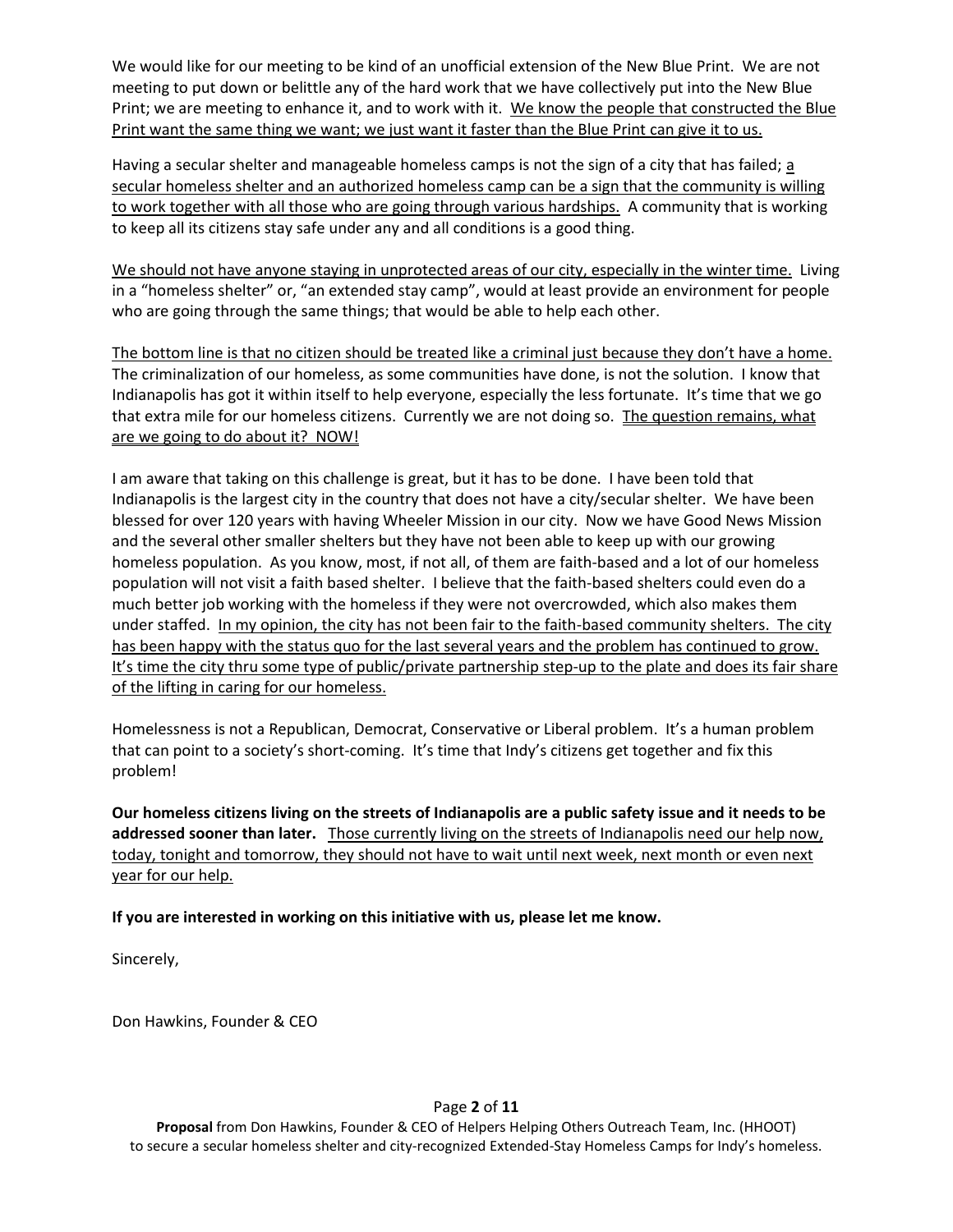We would like for our meeting to be kind of an unofficial extension of the New Blue Print. We are not meeting to put down or belittle any of the hard work that we have collectively put into the New Blue Print; we are meeting to enhance it, and to work with it. <u>We know the people that constructed the Blue Print want the same thing we want; we just want it faster than the Blue Print can give it to us.</u>

Having a secular shelter and manageable homeless camps is not the sign of a city that has failed; <u>a secular homeless shelter and an authorized homeless camp can be a sign that the community is willing to work together with all those who are going through various hardships.</u> A community that is working to keep all its citizens stay safe under any and all conditions is a good thing.

<u>We should not have anyone staying in unprotected areas of our city, especially in the winter time.</u> Living in a "homeless shelter" or, "an extended stay camp", would at least provide an environment for people who are going through the same things; that would be able to help each other.

<u>The bottom line is that no citizen should be treated like a criminal just because they don't have a home.</u> The criminalization of our homeless, as some communities have done, is not the solution. I know that Indianapolis has got it within itself to help everyone, especially the less fortunate. It's time that we go that extra mile for our homeless citizens. Currently we are not doing so. <u>The question remains, what are we going to do about it? NOW!</u>

I am aware that taking on this challenge is great, but it has to be done. I have been told that Indianapolis is the largest city in the country that does not have a city/secular shelter. We have been blessed for over 120 years with having Wheeler Mission in our city. Now we have Good News Mission and the several other smaller shelters but they have not been able to keep up with our growing homeless population. As you know, most, if not all, of them are faith-based and a lot of our homeless population will not visit a faith based shelter. I believe that the faith-based shelters could even do a much better job working with the homeless if they were not overcrowded, which also makes them under staffed. <u>In my opinion, the city has not been fair to the faith-based community shelters. The city has been happy with the status quo for the last several years and the problem has continued to grow. It's time the city thru some type of public/private partnership step-up to the plate and does its fair share of the lifting in caring for our homeless.</u>

Homelessness is not a Republican, Democrat, Conservative or Liberal problem. It's a human problem that can point to a society's short-coming. It's time that Indy's citizens get together and fix this problem!

**Our homeless citizens living on the streets of Indianapolis are a public safety issue and it needs to be addressed sooner than later.** <u>Those currently living on the streets of Indianapolis need our help now, today, tonight and tomorrow, they should not have to wait until next week, next month or even next year for our help.</u>

**If you are interested in working on this initiative with us, please let me know.**

Sincerely,

Don Hawkins, Founder & CEO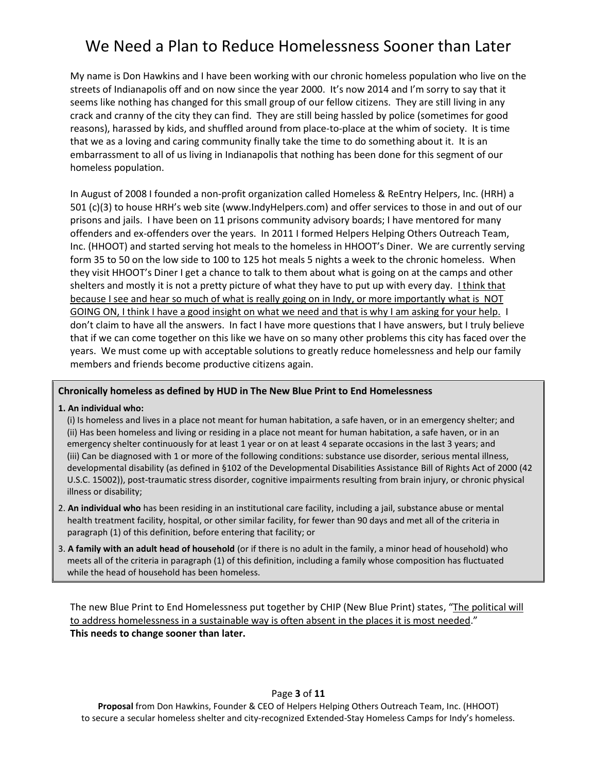# We Need a Plan to Reduce Homelessness Sooner than Later

My name is Don Hawkins and I have been working with our chronic homeless population who live on the streets of Indianapolis off and on now since the year 2000. It's now 2014 and I'm sorry to say that it seems like nothing has changed for this small group of our fellow citizens. They are still living in any crack and cranny of the city they can find. They are still being hassled by police (sometimes for good reasons), harassed by kids, and shuffled around from place-to-place at the whim of society. It is time that we as a loving and caring community finally take the time to do something about it. It is an embarrassment to all of us living in Indianapolis that nothing has been done for this segment of our homeless population.

In August of 2008 I founded a non-profit organization called Homeless & ReEntry Helpers, Inc. (HRH) a 501 (c)(3) to house HRH's web site (www.IndyHelpers.com) and offer services to those in and out of our prisons and jails. I have been on 11 prisons community advisory boards; I have mentored for many offenders and ex-offenders over the years. In 2011 I formed Helpers Helping Others Outreach Team, Inc. (HHOOT) and started serving hot meals to the homeless in HHOOT's Diner. We are currently serving form 35 to 50 on the low side to 100 to 125 hot meals 5 nights a week to the chronic homeless. When they visit HHOOT's Diner I get a chance to talk to them about what is going on at the camps and other shelters and mostly it is not a pretty picture of what they have to put up with every day. <u>I think that because I see and hear so much of what is really going on in Indy, or more importantly what is NOT GOING ON, I think I have a good insight on what we need and that is why I am asking for your help.</u> I don't claim to have all the answers. In fact I have more questions that I have answers, but I truly believe that if we can come together on this like we have on so many other problems this city has faced over the years. We must come up with acceptable solutions to greatly reduce homelessness and help our family members and friends become productive citizens again.

**Chronically homeless as defined by HUD in The New Blue Print to End Homelessness**

**1. An individual who:**

(i) Is homeless and lives in a place not meant for human habitation, a safe haven, or in an emergency shelter; and
(ii) Has been homeless and living or residing in a place not meant for human habitation, a safe haven, or in an emergency shelter continuously for at least 1 year or on at least 4 separate occasions in the last 3 years; and
(iii) Can be diagnosed with 1 or more of the following conditions: substance use disorder, serious mental illness, developmental disability (as defined in §102 of the Developmental Disabilities Assistance Bill of Rights Act of 2000 (42 U.S.C. 15002)), post-traumatic stress disorder, cognitive impairments resulting from brain injury, or chronic physical illness or disability;

2. **An individual who** has been residing in an institutional care facility, including a jail, substance abuse or mental health treatment facility, hospital, or other similar facility, for fewer than 90 days and met all of the criteria in paragraph (1) of this definition, before entering that facility; or

3. **A family with an adult head of household** (or if there is no adult in the family, a minor head of household) who meets all of the criteria in paragraph (1) of this definition, including a family whose composition has fluctuated while the head of household has been homeless.

The new Blue Print to End Homelessness put together by CHIP (New Blue Print) states, "<u>The political will to address homelessness in a sustainable way is often absent in the places it is most needed</u>."
**This needs to change sooner than later.**

**Proposal** from Don Hawkins, Founder & CEO of Helpers Helping Others Outreach Team, Inc. (HHOOT) to secure a secular homeless shelter and city-recognized Extended-Stay Homeless Camps for Indy's homeless.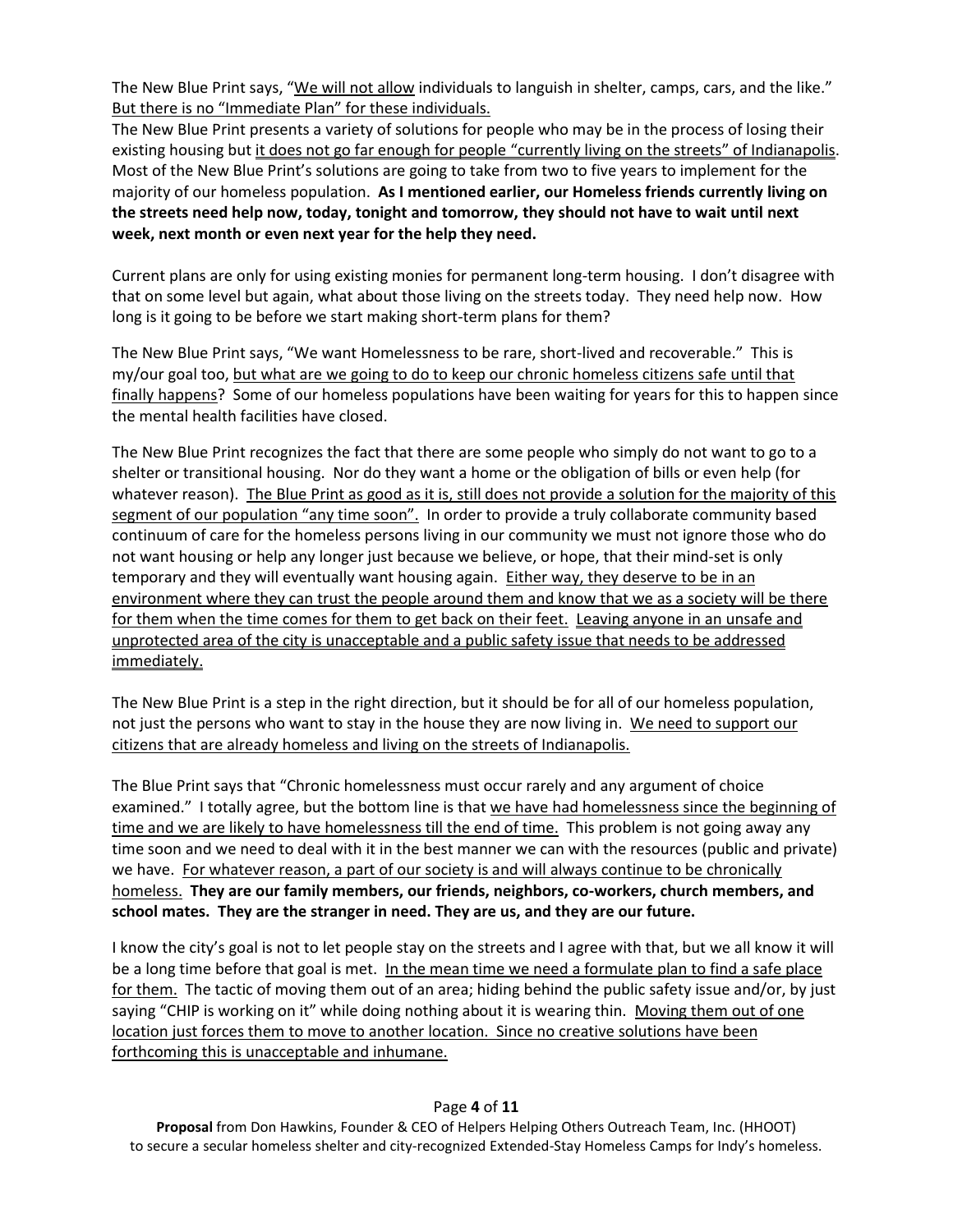The New Blue Print says, "We will not allow individuals to languish in shelter, camps, cars, and the like." But there is no "Immediate Plan" for these individuals.
The New Blue Print presents a variety of solutions for people who may be in the process of losing their existing housing but it does not go far enough for people "currently living on the streets" of Indianapolis. Most of the New Blue Print's solutions are going to take from two to five years to implement for the majority of our homeless population. **As I mentioned earlier, our Homeless friends currently living on the streets need help now, today, tonight and tomorrow, they should not have to wait until next week, next month or even next year for the help they need.**

Current plans are only for using existing monies for permanent long-term housing. I don't disagree with that on some level but again, what about those living on the streets today. They need help now. How long is it going to be before we start making short-term plans for them?

The New Blue Print says, "We want Homelessness to be rare, short-lived and recoverable." This is my/our goal too, but what are we going to do to keep our chronic homeless citizens safe until that finally happens? Some of our homeless populations have been waiting for years for this to happen since the mental health facilities have closed.

The New Blue Print recognizes the fact that there are some people who simply do not want to go to a shelter or transitional housing. Nor do they want a home or the obligation of bills or even help (for whatever reason). The Blue Print as good as it is, still does not provide a solution for the majority of this segment of our population "any time soon". In order to provide a truly collaborate community based continuum of care for the homeless persons living in our community we must not ignore those who do not want housing or help any longer just because we believe, or hope, that their mind-set is only temporary and they will eventually want housing again. Either way, they deserve to be in an environment where they can trust the people around them and know that we as a society will be there for them when the time comes for them to get back on their feet. Leaving anyone in an unsafe and unprotected area of the city is unacceptable and a public safety issue that needs to be addressed immediately.

The New Blue Print is a step in the right direction, but it should be for all of our homeless population, not just the persons who want to stay in the house they are now living in. We need to support our citizens that are already homeless and living on the streets of Indianapolis.

The Blue Print says that "Chronic homelessness must occur rarely and any argument of choice examined." I totally agree, but the bottom line is that we have had homelessness since the beginning of time and we are likely to have homelessness till the end of time. This problem is not going away any time soon and we need to deal with it in the best manner we can with the resources (public and private) we have. For whatever reason, a part of our society is and will always continue to be chronically homeless. **They are our family members, our friends, neighbors, co-workers, church members, and school mates. They are the stranger in need. They are us, and they are our future.**

I know the city's goal is not to let people stay on the streets and I agree with that, but we all know it will be a long time before that goal is met. In the mean time we need a formulate plan to find a safe place for them. The tactic of moving them out of an area; hiding behind the public safety issue and/or, by just saying "CHIP is working on it" while doing nothing about it is wearing thin. Moving them out of one location just forces them to move to another location. Since no creative solutions have been forthcoming this is unacceptable and inhumane.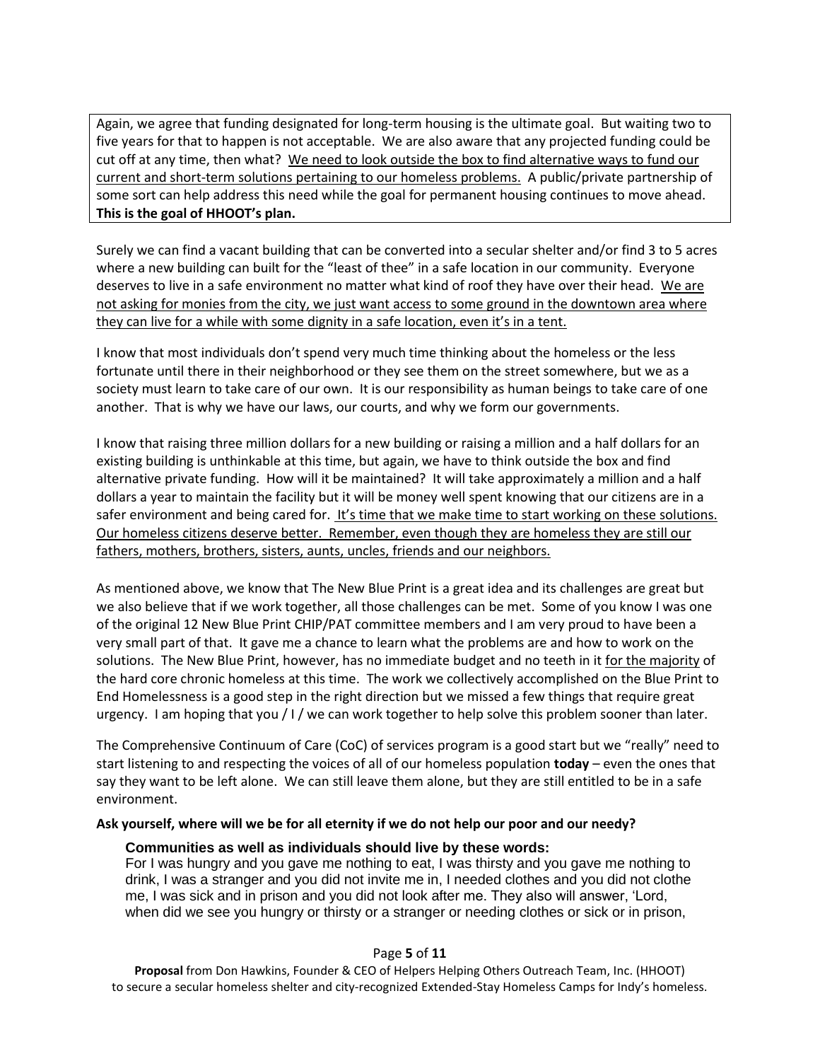Again, we agree that funding designated for long-term housing is the ultimate goal. But waiting two to five years for that to happen is not acceptable. We are also aware that any projected funding could be cut off at any time, then what? <u>We need to look outside the box to find alternative ways to fund our current and short-term solutions pertaining to our homeless problems.</u> A public/private partnership of some sort can help address this need while the goal for permanent housing continues to move ahead. **This is the goal of HHOOT's plan.**

Surely we can find a vacant building that can be converted into a secular shelter and/or find 3 to 5 acres where a new building can built for the "least of thee" in a safe location in our community. Everyone deserves to live in a safe environment no matter what kind of roof they have over their head. <u>We are not asking for monies from the city, we just want access to some ground in the downtown area where they can live for a while with some dignity in a safe location, even it's in a tent.</u>

I know that most individuals don't spend very much time thinking about the homeless or the less fortunate until there in their neighborhood or they see them on the street somewhere, but we as a society must learn to take care of our own. It is our responsibility as human beings to take care of one another. That is why we have our laws, our courts, and why we form our governments.

I know that raising three million dollars for a new building or raising a million and a half dollars for an existing building is unthinkable at this time, but again, we have to think outside the box and find alternative private funding. How will it be maintained? It will take approximately a million and a half dollars a year to maintain the facility but it will be money well spent knowing that our citizens are in a safer environment and being cared for. <u>It's time that we make time to start working on these solutions. Our homeless citizens deserve better. Remember, even though they are homeless they are still our fathers, mothers, brothers, sisters, aunts, uncles, friends and our neighbors.</u>

As mentioned above, we know that The New Blue Print is a great idea and its challenges are great but we also believe that if we work together, all those challenges can be met. Some of you know I was one of the original 12 New Blue Print CHIP/PAT committee members and I am very proud to have been a very small part of that. It gave me a chance to learn what the problems are and how to work on the solutions. The New Blue Print, however, has no immediate budget and no teeth in it <u>for the majority</u> of the hard core chronic homeless at this time. The work we collectively accomplished on the Blue Print to End Homelessness is a good step in the right direction but we missed a few things that require great urgency. I am hoping that you / I / we can work together to help solve this problem sooner than later.

The Comprehensive Continuum of Care (CoC) of services program is a good start but we "really" need to start listening to and respecting the voices of all of our homeless population **today** – even the ones that say they want to be left alone. We can still leave them alone, but they are still entitled to be in a safe environment.

**Ask yourself, where will we be for all eternity if we do not help our poor and our needy?**

> **Communities as well as individuals should live by these words:**
> For I was hungry and you gave me nothing to eat, I was thirsty and you gave me nothing to drink, I was a stranger and you did not invite me in, I needed clothes and you did not clothe me, I was sick and in prison and you did not look after me. They also will answer, 'Lord, when did we see you hungry or thirsty or a stranger or needing clothes or sick or in prison,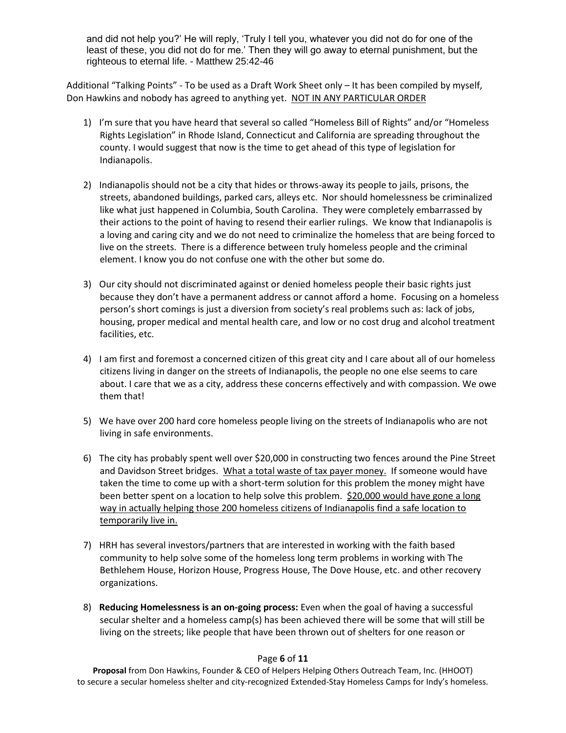and did not help you?' He will reply, 'Truly I tell you, whatever you did not do for one of the least of these, you did not do for me.' Then they will go away to eternal punishment, but the righteous to eternal life. - Matthew 25:42-46

Additional "Talking Points" - To be used as a Draft Work Sheet only – It has been compiled by myself, Don Hawkins and nobody has agreed to anything yet. <u>NOT IN ANY PARTICULAR ORDER</u>

1) I'm sure that you have heard that several so called "Homeless Bill of Rights" and/or "Homeless Rights Legislation" in Rhode Island, Connecticut and California are spreading throughout the county. I would suggest that now is the time to get ahead of this type of legislation for Indianapolis.

2) Indianapolis should not be a city that hides or throws-away its people to jails, prisons, the streets, abandoned buildings, parked cars, alleys etc. Nor should homelessness be criminalized like what just happened in Columbia, South Carolina. They were completely embarrassed by their actions to the point of having to resend their earlier rulings. We know that Indianapolis is a loving and caring city and we do not need to criminalize the homeless that are being forced to live on the streets. There is a difference between truly homeless people and the criminal element. I know you do not confuse one with the other but some do.

3) Our city should not discriminated against or denied homeless people their basic rights just because they don't have a permanent address or cannot afford a home. Focusing on a homeless person's short comings is just a diversion from society's real problems such as: lack of jobs, housing, proper medical and mental health care, and low or no cost drug and alcohol treatment facilities, etc.

4) I am first and foremost a concerned citizen of this great city and I care about all of our homeless citizens living in danger on the streets of Indianapolis, the people no one else seems to care about. I care that we as a city, address these concerns effectively and with compassion. We owe them that!

5) We have over 200 hard core homeless people living on the streets of Indianapolis who are not living in safe environments.

6) The city has probably spent well over $20,000 in constructing two fences around the Pine Street and Davidson Street bridges. <u>What a total waste of tax payer money.</u> If someone would have taken the time to come up with a short-term solution for this problem the money might have been better spent on a location to help solve this problem. <u>$20,000 would have gone a long way in actually helping those 200 homeless citizens of Indianapolis find a safe location to temporarily live in.</u>

7) HRH has several investors/partners that are interested in working with the faith based community to help solve some of the homeless long term problems in working with The Bethlehem House, Horizon House, Progress House, The Dove House, etc. and other recovery organizations.

8) **Reducing Homelessness is an on-going process:** Even when the goal of having a successful secular shelter and a homeless camp(s) has been achieved there will be some that will still be living on the streets; like people that have been thrown out of shelters for one reason or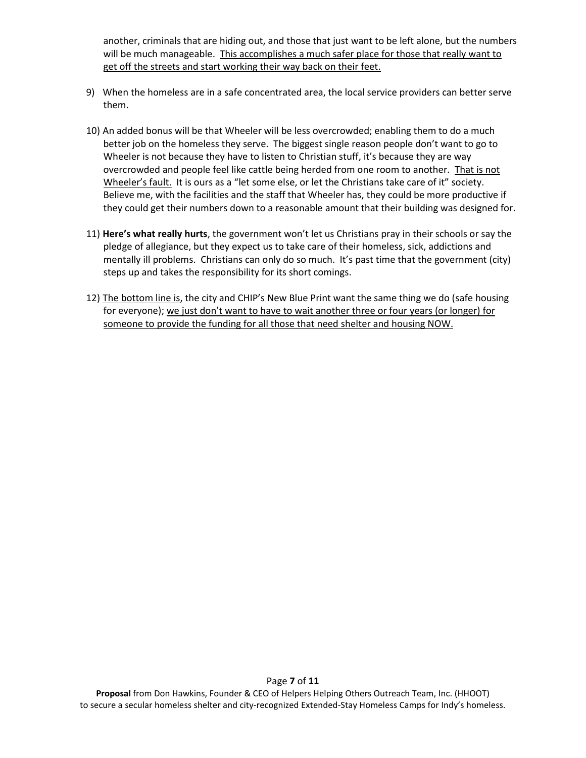another, criminals that are hiding out, and those that just want to be left alone, but the numbers will be much manageable. <u>This accomplishes a much safer place for those that really want to get off the streets and start working their way back on their feet.</u>

9) When the homeless are in a safe concentrated area, the local service providers can better serve them.

10) An added bonus will be that Wheeler will be less overcrowded; enabling them to do a much better job on the homeless they serve. The biggest single reason people don't want to go to Wheeler is not because they have to listen to Christian stuff, it's because they are way overcrowded and people feel like cattle being herded from one room to another. <u>That is not Wheeler's fault.</u> It is ours as a "let some else, or let the Christians take care of it" society. Believe me, with the facilities and the staff that Wheeler has, they could be more productive if they could get their numbers down to a reasonable amount that their building was designed for.

11) **Here's what really hurts**, the government won't let us Christians pray in their schools or say the pledge of allegiance, but they expect us to take care of their homeless, sick, addictions and mentally ill problems. Christians can only do so much. It's past time that the government (city) steps up and takes the responsibility for its short comings.

12) <u>The bottom line is</u>, the city and CHIP's New Blue Print want the same thing we do (safe housing for everyone); <u>we just don't want to have to wait another three or four years (or longer) for someone to provide the funding for all those that need shelter and housing NOW.</u>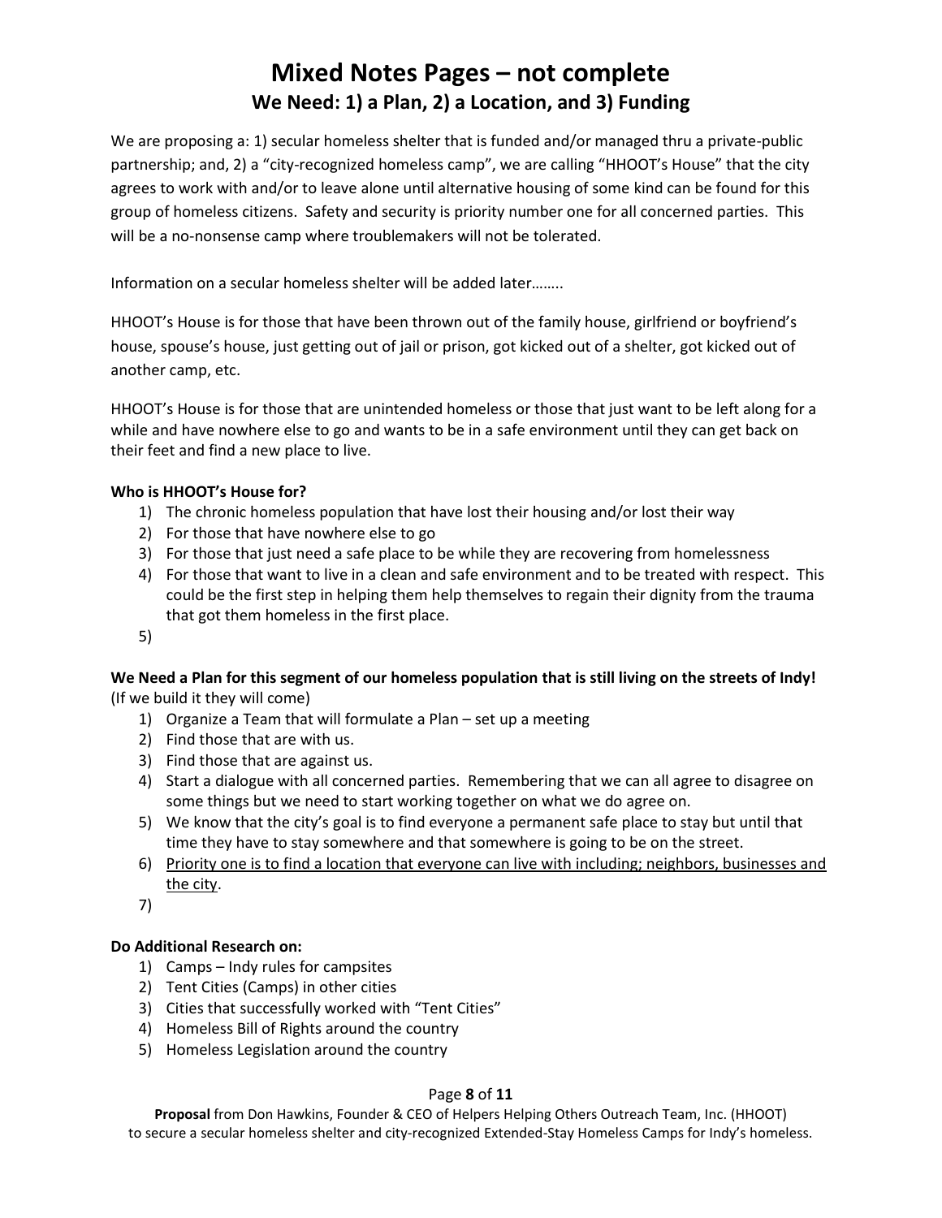# Mixed Notes Pages – not complete

## We Need: 1) a Plan, 2) a Location, and 3) Funding

We are proposing a: 1) secular homeless shelter that is funded and/or managed thru a private-public partnership; and, 2) a "city-recognized homeless camp", we are calling "HHOOT's House" that the city agrees to work with and/or to leave alone until alternative housing of some kind can be found for this group of homeless citizens. Safety and security is priority number one for all concerned parties. This will be a no-nonsense camp where troublemakers will not be tolerated.

Information on a secular homeless shelter will be added later……..

HHOOT's House is for those that have been thrown out of the family house, girlfriend or boyfriend's house, spouse's house, just getting out of jail or prison, got kicked out of a shelter, got kicked out of another camp, etc.

HHOOT's House is for those that are unintended homeless or those that just want to be left along for a while and have nowhere else to go and wants to be in a safe environment until they can get back on their feet and find a new place to live.

**Who is HHOOT's House for?**

1) The chronic homeless population that have lost their housing and/or lost their way
2) For those that have nowhere else to go
3) For those that just need a safe place to be while they are recovering from homelessness
4) For those that want to live in a clean and safe environment and to be treated with respect. This could be the first step in helping them help themselves to regain their dignity from the trauma that got them homeless in the first place.
5)

**We Need a Plan for this segment of our homeless population that is still living on the streets of Indy!**
(If we build it they will come)

1) Organize a Team that will formulate a Plan – set up a meeting
2) Find those that are with us.
3) Find those that are against us.
4) Start a dialogue with all concerned parties. Remembering that we can all agree to disagree on some things but we need to start working together on what we do agree on.
5) We know that the city's goal is to find everyone a permanent safe place to stay but until that time they have to stay somewhere and that somewhere is going to be on the street.
6) <u>Priority one is to find a location that everyone can live with including; neighbors, businesses and the city</u>.
7)

**Do Additional Research on:**

1) Camps – Indy rules for campsites
2) Tent Cities (Camps) in other cities
3) Cities that successfully worked with "Tent Cities"
4) Homeless Bill of Rights around the country
5) Homeless Legislation around the country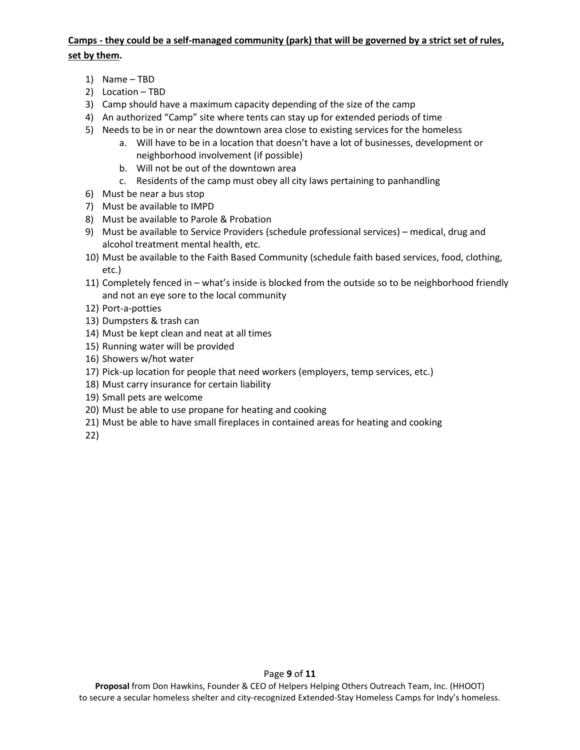**<u>Camps - they could be a self-managed community (park) that will be governed by a strict set of rules, set by them</u>.**

1) Name – TBD
2) Location – TBD
3) Camp should have a maximum capacity depending of the size of the camp
4) An authorized "Camp" site where tents can stay up for extended periods of time
5) Needs to be in or near the downtown area close to existing services for the homeless
    a. Will have to be in a location that doesn't have a lot of businesses, development or neighborhood involvement (if possible)
    b. Will not be out of the downtown area
    c. Residents of the camp must obey all city laws pertaining to panhandling
6) Must be near a bus stop
7) Must be available to IMPD
8) Must be available to Parole & Probation
9) Must be available to Service Providers (schedule professional services) – medical, drug and alcohol treatment mental health, etc.
10) Must be available to the Faith Based Community (schedule faith based services, food, clothing, etc.)
11) Completely fenced in – what's inside is blocked from the outside so to be neighborhood friendly and not an eye sore to the local community
12) Port-a-potties
13) Dumpsters & trash can
14) Must be kept clean and neat at all times
15) Running water will be provided
16) Showers w/hot water
17) Pick-up location for people that need workers (employers, temp services, etc.)
18) Must carry insurance for certain liability
19) Small pets are welcome
20) Must be able to use propane for heating and cooking
21) Must be able to have small fireplaces in contained areas for heating and cooking
22)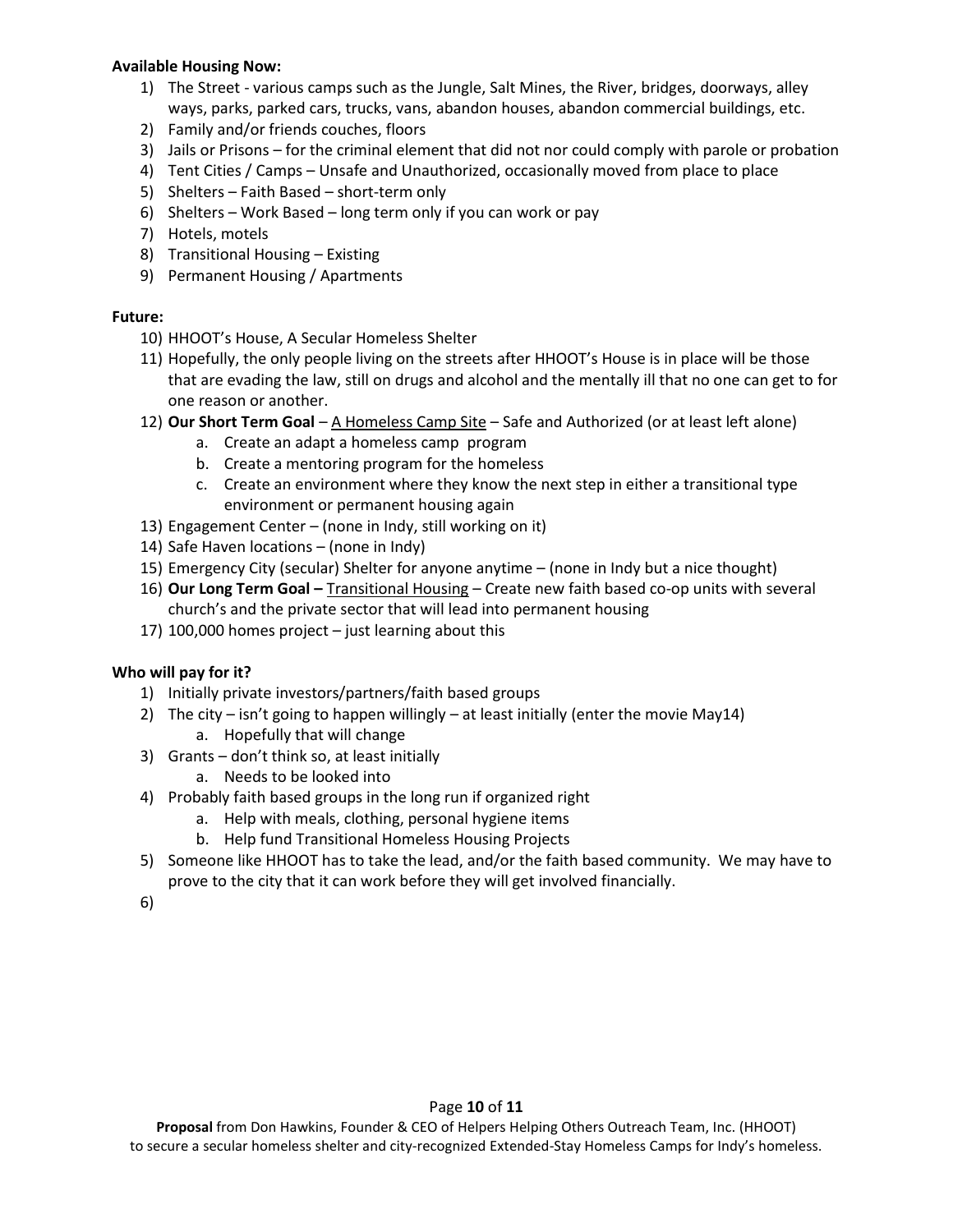**Available Housing Now:**

1) The Street - various camps such as the Jungle, Salt Mines, the River, bridges, doorways, alley ways, parks, parked cars, trucks, vans, abandon houses, abandon commercial buildings, etc.
2) Family and/or friends couches, floors
3) Jails or Prisons – for the criminal element that did not nor could comply with parole or probation
4) Tent Cities / Camps – Unsafe and Unauthorized, occasionally moved from place to place
5) Shelters – Faith Based – short-term only
6) Shelters – Work Based – long term only if you can work or pay
7) Hotels, motels
8) Transitional Housing – Existing
9) Permanent Housing / Apartments

**Future:**

10) HHOOT's House, A Secular Homeless Shelter
11) Hopefully, the only people living on the streets after HHOOT's House is in place will be those that are evading the law, still on drugs and alcohol and the mentally ill that no one can get to for one reason or another.
12) **Our Short Term Goal** – <u>A Homeless Camp Site</u> – Safe and Authorized (or at least left alone)
    a. Create an adapt a homeless camp program
    b. Create a mentoring program for the homeless
    c. Create an environment where they know the next step in either a transitional type environment or permanent housing again
13) Engagement Center – (none in Indy, still working on it)
14) Safe Haven locations – (none in Indy)
15) Emergency City (secular) Shelter for anyone anytime – (none in Indy but a nice thought)
16) **Our Long Term Goal –** <u>Transitional Housing</u> – Create new faith based co-op units with several church's and the private sector that will lead into permanent housing
17) 100,000 homes project – just learning about this

**Who will pay for it?**

1) Initially private investors/partners/faith based groups
2) The city – isn't going to happen willingly – at least initially (enter the movie May14)
    a. Hopefully that will change
3) Grants – don't think so, at least initially
    a. Needs to be looked into
4) Probably faith based groups in the long run if organized right
    a. Help with meals, clothing, personal hygiene items
    b. Help fund Transitional Homeless Housing Projects
5) Someone like HHOOT has to take the lead, and/or the faith based community. We may have to prove to the city that it can work before they will get involved financially.
6)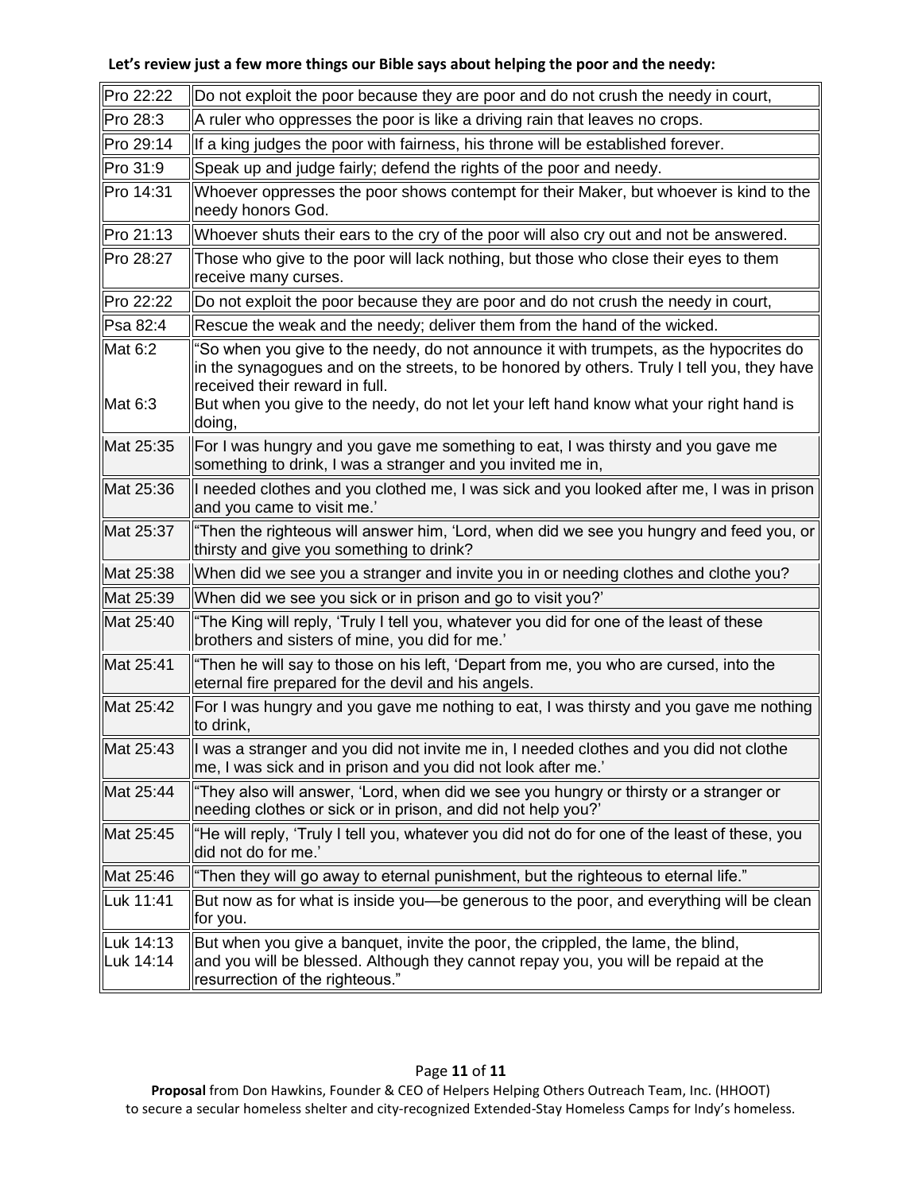**Let's review just a few more things our Bible says about helping the poor and the needy:**

| | |
|---|---|
| Pro 22:22 | Do not exploit the poor because they are poor and do not crush the needy in court, |
| Pro 28:3 | A ruler who oppresses the poor is like a driving rain that leaves no crops. |
| Pro 29:14 | If a king judges the poor with fairness, his throne will be established forever. |
| Pro 31:9 | Speak up and judge fairly; defend the rights of the poor and needy. |
| Pro 14:31 | Whoever oppresses the poor shows contempt for their Maker, but whoever is kind to the needy honors God. |
| Pro 21:13 | Whoever shuts their ears to the cry of the poor will also cry out and not be answered. |
| Pro 28:27 | Those who give to the poor will lack nothing, but those who close their eyes to them receive many curses. |
| Pro 22:22 | Do not exploit the poor because they are poor and do not crush the needy in court, |
| Psa 82:4 | Rescue the weak and the needy; deliver them from the hand of the wicked. |
| Mat 6:2<br><br>Mat 6:3 | "So when you give to the needy, do not announce it with trumpets, as the hypocrites do in the synagogues and on the streets, to be honored by others. Truly I tell you, they have received their reward in full.<br>But when you give to the needy, do not let your left hand know what your right hand is doing, |
| Mat 25:35 | For I was hungry and you gave me something to eat, I was thirsty and you gave me something to drink, I was a stranger and you invited me in, |
| Mat 25:36 | I needed clothes and you clothed me, I was sick and you looked after me, I was in prison and you came to visit me.' |
| Mat 25:37 | "Then the righteous will answer him, 'Lord, when did we see you hungry and feed you, or thirsty and give you something to drink? |
| Mat 25:38 | When did we see you a stranger and invite you in or needing clothes and clothe you? |
| Mat 25:39 | When did we see you sick or in prison and go to visit you?' |
| Mat 25:40 | "The King will reply, 'Truly I tell you, whatever you did for one of the least of these brothers and sisters of mine, you did for me.' |
| Mat 25:41 | "Then he will say to those on his left, 'Depart from me, you who are cursed, into the eternal fire prepared for the devil and his angels. |
| Mat 25:42 | For I was hungry and you gave me nothing to eat, I was thirsty and you gave me nothing to drink, |
| Mat 25:43 | I was a stranger and you did not invite me in, I needed clothes and you did not clothe me, I was sick and in prison and you did not look after me.' |
| Mat 25:44 | "They also will answer, 'Lord, when did we see you hungry or thirsty or a stranger or needing clothes or sick or in prison, and did not help you?' |
| Mat 25:45 | "He will reply, 'Truly I tell you, whatever you did not do for one of the least of these, you did not do for me.' |
| Mat 25:46 | "Then they will go away to eternal punishment, but the righteous to eternal life." |
| Luk 11:41 | But now as for what is inside you—be generous to the poor, and everything will be clean for you. |
| Luk 14:13<br>Luk 14:14 | But when you give a banquet, invite the poor, the crippled, the lame, the blind,<br>and you will be blessed. Although they cannot repay you, you will be repaid at the resurrection of the righteous." |